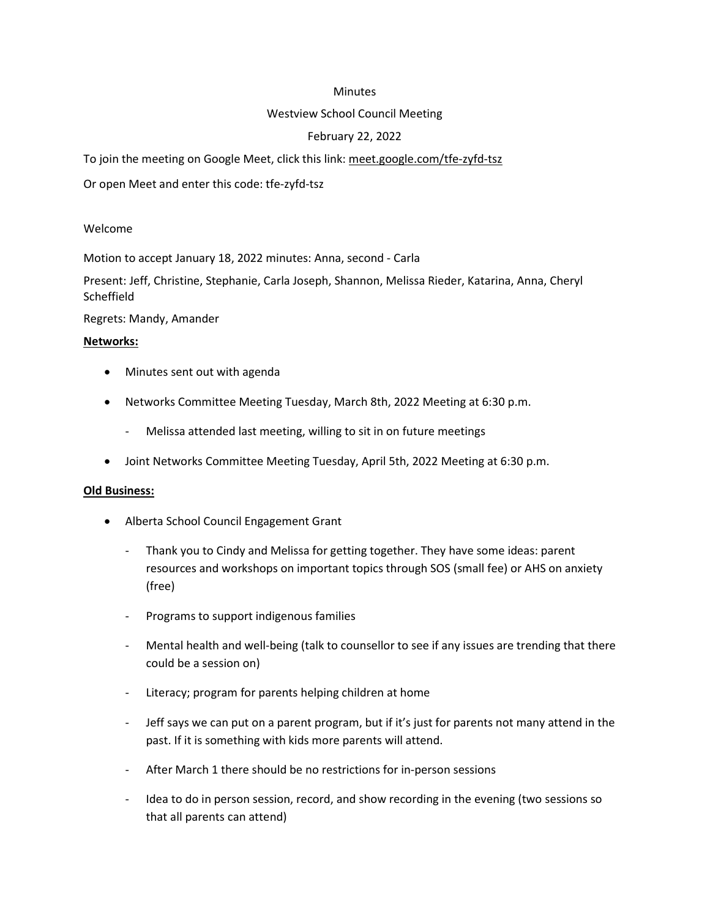Minutes

Westview School Council Meeting

February 22, 2022

To join the meeting on Google Meet, click this link: meet.google.com/tfe-zyfd-tsz

Or open Meet and enter this code: tfe-zyfd-tsz

Welcome

Motion to accept January 18, 2022 minutes: Anna, second - Carla

Present: Jeff, Christine, Stephanie, Carla Joseph, Shannon, Melissa Rieder, Katarina, Anna, Cheryl Scheffield

Regrets: Mandy, Amander

**Networks:**

- Minutes sent out with agenda
- Networks Committee Meeting Tuesday, March 8th, 2022 Meeting at 6:30 p.m.
  - Melissa attended last meeting, willing to sit in on future meetings
- Joint Networks Committee Meeting Tuesday, April 5th, 2022 Meeting at 6:30 p.m.

**Old Business:**

- Alberta School Council Engagement Grant
  - Thank you to Cindy and Melissa for getting together. They have some ideas: parent resources and workshops on important topics through SOS (small fee) or AHS on anxiety (free)
  - Programs to support indigenous families
  - Mental health and well-being (talk to counsellor to see if any issues are trending that there could be a session on)
  - Literacy; program for parents helping children at home
  - Jeff says we can put on a parent program, but if it's just for parents not many attend in the past. If it is something with kids more parents will attend.
  - After March 1 there should be no restrictions for in-person sessions
  - Idea to do in person session, record, and show recording in the evening (two sessions so that all parents can attend)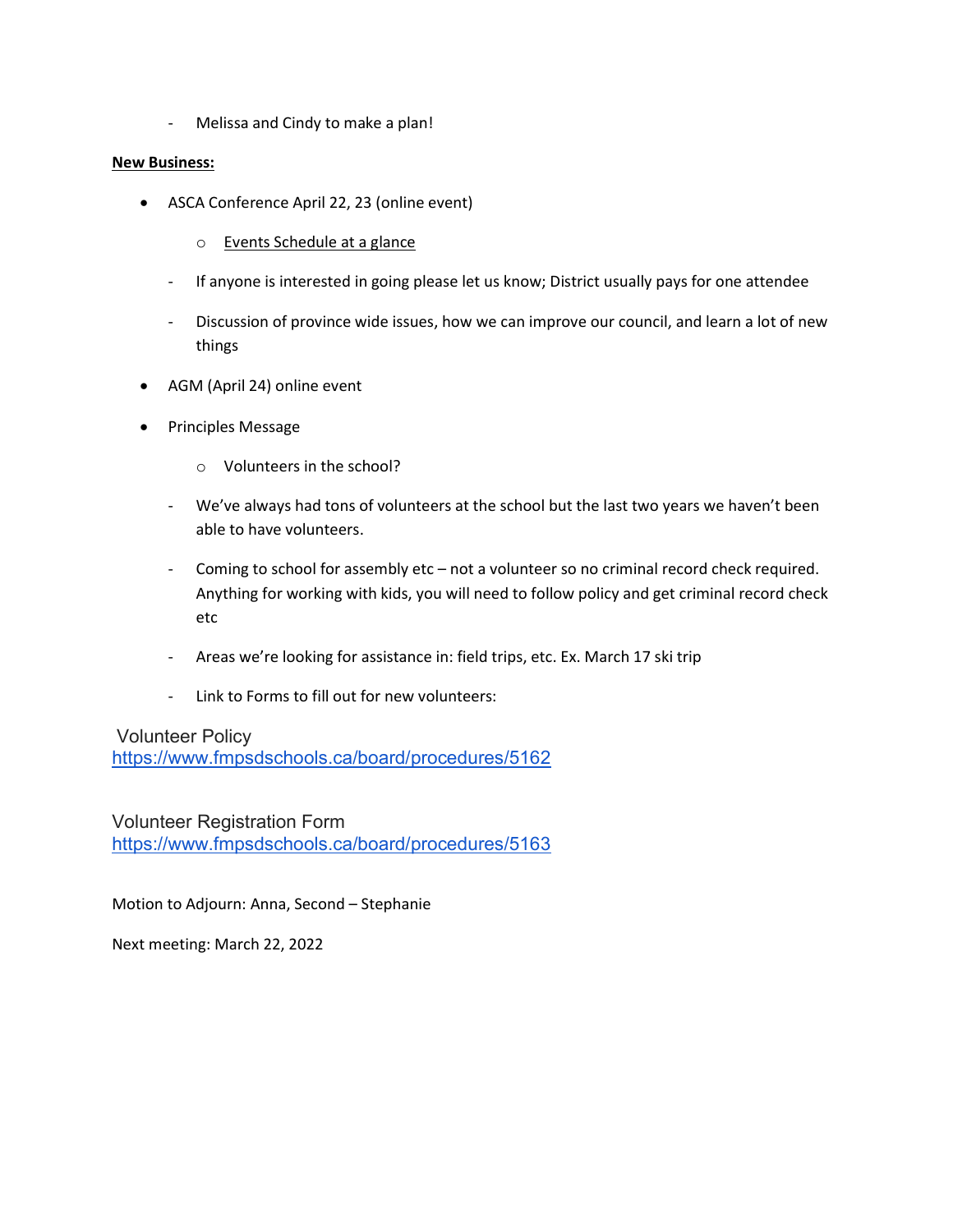- Melissa and Cindy to make a plan!

**New Business:**

- ASCA Conference April 22, 23 (online event)
  - Events Schedule at a glance

- If anyone is interested in going please let us know; District usually pays for one attendee
- Discussion of province wide issues, how we can improve our council, and learn a lot of new things

- AGM (April 24) online event
- Principles Message
  - Volunteers in the school?

- We've always had tons of volunteers at the school but the last two years we haven't been able to have volunteers.
- Coming to school for assembly etc – not a volunteer so no criminal record check required. Anything for working with kids, you will need to follow policy and get criminal record check etc
- Areas we're looking for assistance in: field trips, etc. Ex. March 17 ski trip
- Link to Forms to fill out for new volunteers:

Volunteer Policy
https://www.fmpsdschools.ca/board/procedures/5162

Volunteer Registration Form
https://www.fmpsdschools.ca/board/procedures/5163

Motion to Adjourn: Anna, Second – Stephanie

Next meeting: March 22, 2022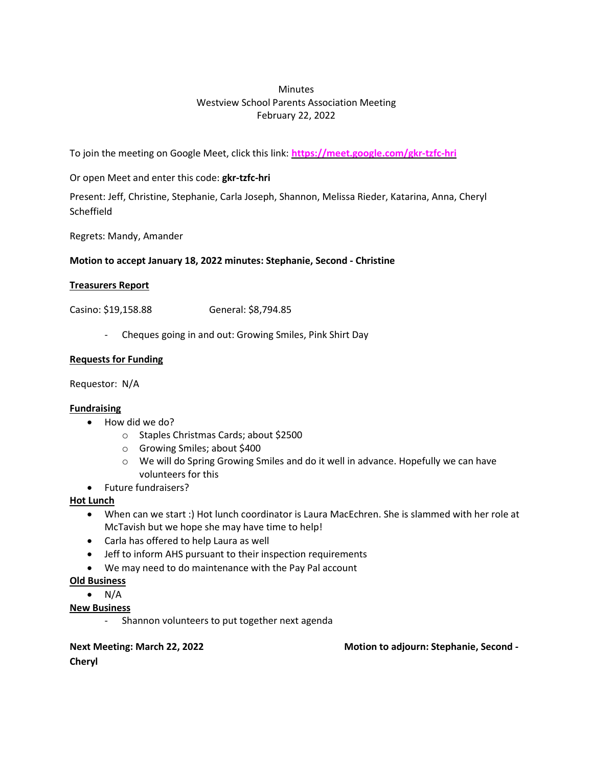Minutes
Westview School Parents Association Meeting
February 22, 2022

To join the meeting on Google Meet, click this link: **[https://meet.google.com/gkr-tzfc-hri](https://meet.google.com/gkr-tzfc-hri)**

Or open Meet and enter this code: **gkr-tzfc-hri**

Present: Jeff, Christine, Stephanie, Carla Joseph, Shannon, Melissa Rieder, Katarina, Anna, Cheryl Scheffield

Regrets: Mandy, Amander

**Motion to accept January 18, 2022 minutes: Stephanie, Second - Christine**

**Treasurers Report**

Casino: $19,158.88 General: $8,794.85

- Cheques going in and out: Growing Smiles, Pink Shirt Day

**Requests for Funding**

Requestor: N/A

**Fundraising**

- How did we do?
  - Staples Christmas Cards; about $2500
  - Growing Smiles; about $400
  - We will do Spring Growing Smiles and do it well in advance. Hopefully we can have volunteers for this
- Future fundraisers?

**Hot Lunch**

- When can we start :) Hot lunch coordinator is Laura MacEchren. She is slammed with her role at McTavish but we hope she may have time to help!
- Carla has offered to help Laura as well
- Jeff to inform AHS pursuant to their inspection requirements
- We may need to do maintenance with the Pay Pal account

**Old Business**

- N/A

**New Business**

- Shannon volunteers to put together next agenda

**Next Meeting: March 22, 2022** **Motion to adjourn: Stephanie, Second - Cheryl**